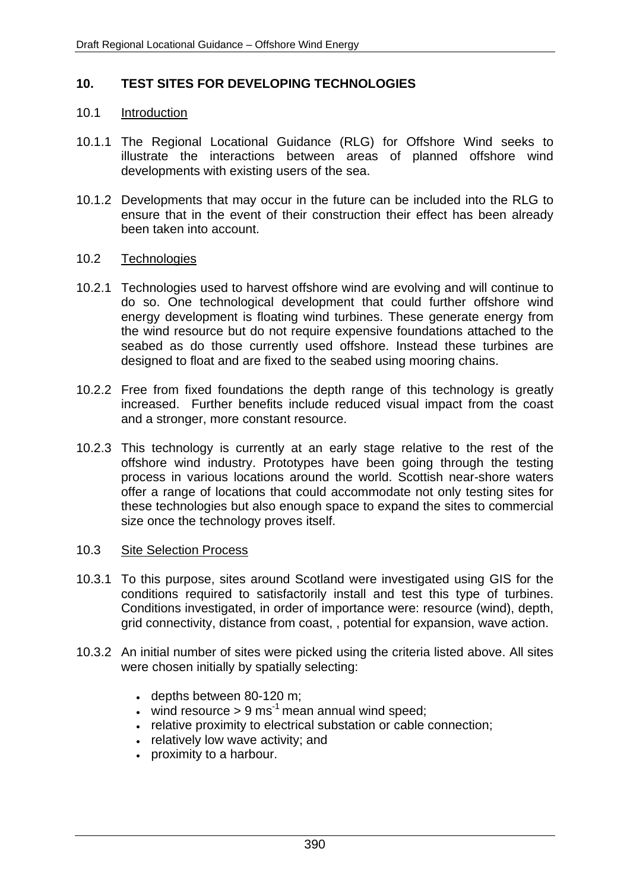# 10. TEST SITES FOR DEVELOPING TECHNOLOGIES

## 10.1 Introduction

10.1.1 The Regional Locational Guidance (RLG) for Offshore Wind seeks to illustrate the interactions between areas of planned offshore wind developments with existing users of the sea.

10.1.2 Developments that may occur in the future can be included into the RLG to ensure that in the event of their construction their effect has been already been taken into account.

## 10.2 Technologies

10.2.1 Technologies used to harvest offshore wind are evolving and will continue to do so. One technological development that could further offshore wind energy development is floating wind turbines. These generate energy from the wind resource but do not require expensive foundations attached to the seabed as do those currently used offshore. Instead these turbines are designed to float and are fixed to the seabed using mooring chains.

10.2.2 Free from fixed foundations the depth range of this technology is greatly increased. Further benefits include reduced visual impact from the coast and a stronger, more constant resource.

10.2.3 This technology is currently at an early stage relative to the rest of the offshore wind industry. Prototypes have been going through the testing process in various locations around the world. Scottish near-shore waters offer a range of locations that could accommodate not only testing sites for these technologies but also enough space to expand the sites to commercial size once the technology proves itself.

## 10.3 Site Selection Process

10.3.1 To this purpose, sites around Scotland were investigated using GIS for the conditions required to satisfactorily install and test this type of turbines. Conditions investigated, in order of importance were: resource (wind), depth, grid connectivity, distance from coast, , potential for expansion, wave action.

10.3.2 An initial number of sites were picked using the criteria listed above. All sites were chosen initially by spatially selecting:

- depths between 80-120 m;
- wind resource > 9 $ms^{-1}$ mean annual wind speed;
- relative proximity to electrical substation or cable connection;
- relatively low wave activity; and
- proximity to a harbour.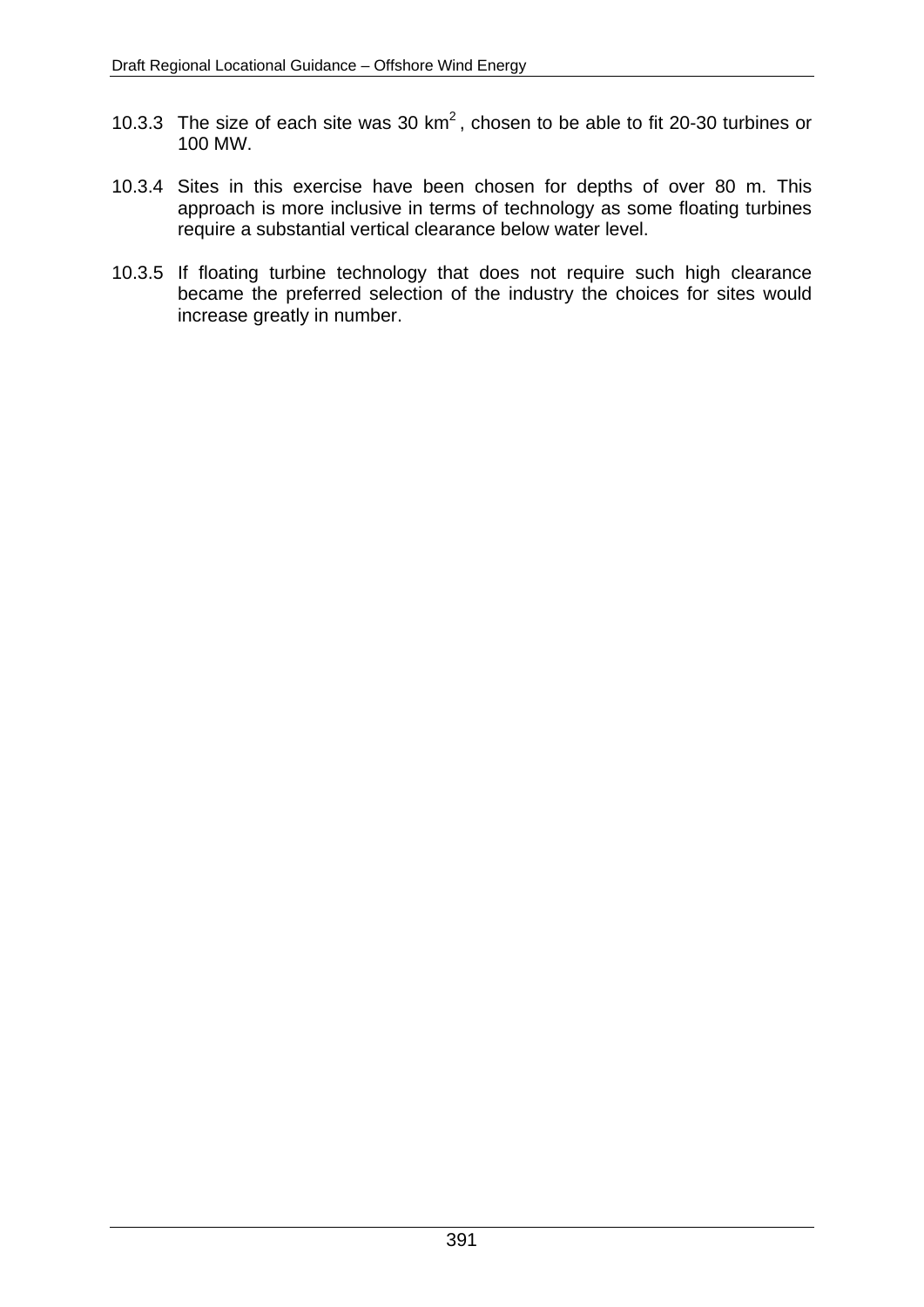10.3.3 The size of each site was 30 $km^2$, chosen to be able to fit 20-30 turbines or 100 MW.

10.3.4 Sites in this exercise have been chosen for depths of over 80 m. This approach is more inclusive in terms of technology as some floating turbines require a substantial vertical clearance below water level.

10.3.5 If floating turbine technology that does not require such high clearance became the preferred selection of the industry the choices for sites would increase greatly in number.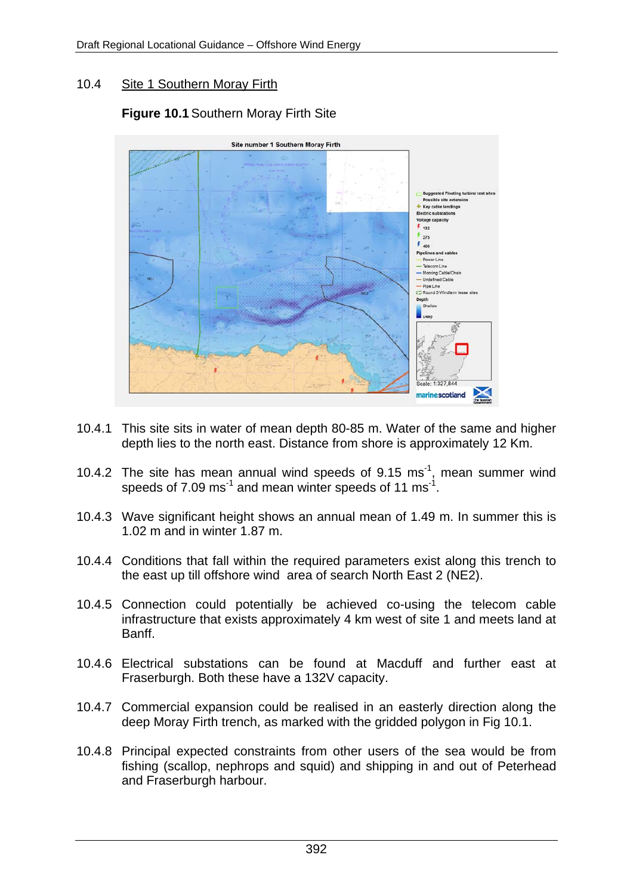## 10.4 Site 1 Southern Moray Firth

**Figure 10.1** Southern Moray Firth Site

10.4.1 This site sits in water of mean depth 80-85 m. Water of the same and higher depth lies to the north east. Distance from shore is approximately 12 Km.

10.4.2 The site has mean annual wind speeds of 9.15 $ms^{-1}$, mean summer wind speeds of 7.09 $ms^{-1}$ and mean winter speeds of 11 $ms^{-1}$.

10.4.3 Wave significant height shows an annual mean of 1.49 m. In summer this is 1.02 m and in winter 1.87 m.

10.4.4 Conditions that fall within the required parameters exist along this trench to the east up till offshore wind area of search North East 2 (NE2).

10.4.5 Connection could potentially be achieved co-using the telecom cable infrastructure that exists approximately 4 km west of site 1 and meets land at Banff.

10.4.6 Electrical substations can be found at Macduff and further east at Fraserburgh. Both these have a 132V capacity.

10.4.7 Commercial expansion could be realised in an easterly direction along the deep Moray Firth trench, as marked with the gridded polygon in Fig 10.1.

10.4.8 Principal expected constraints from other users of the sea would be from fishing (scallop, nephrops and squid) and shipping in and out of Peterhead and Fraserburgh harbour.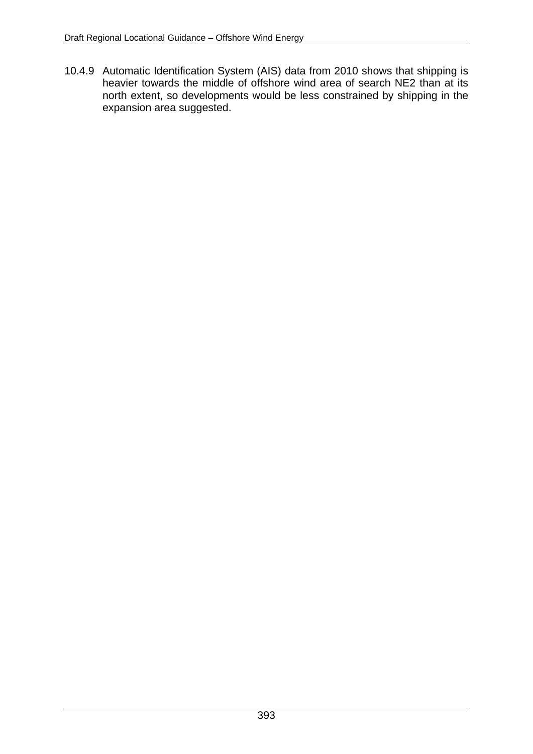10.4.9 Automatic Identification System (AIS) data from 2010 shows that shipping is heavier towards the middle of offshore wind area of search NE2 than at its north extent, so developments would be less constrained by shipping in the expansion area suggested.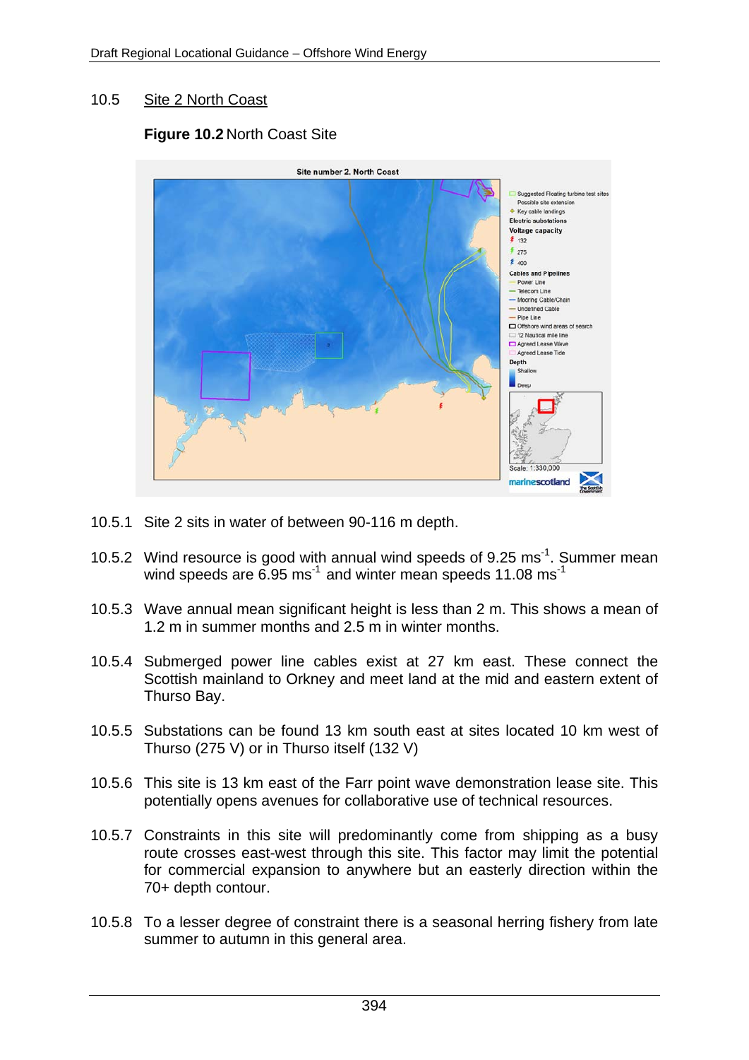## 10.5 Site 2 North Coast

**Figure 10.2** North Coast Site

10.5.1 Site 2 sits in water of between 90-116 m depth.

10.5.2 Wind resource is good with annual wind speeds of 9.25 $ms^{-1}$. Summer mean wind speeds are 6.95 $ms^{-1}$ and winter mean speeds 11.08 $ms^{-1}$

10.5.3 Wave annual mean significant height is less than 2 m. This shows a mean of 1.2 m in summer months and 2.5 m in winter months.

10.5.4 Submerged power line cables exist at 27 km east. These connect the Scottish mainland to Orkney and meet land at the mid and eastern extent of Thurso Bay.

10.5.5 Substations can be found 13 km south east at sites located 10 km west of Thurso (275 V) or in Thurso itself (132 V)

10.5.6 This site is 13 km east of the Farr point wave demonstration lease site. This potentially opens avenues for collaborative use of technical resources.

10.5.7 Constraints in this site will predominantly come from shipping as a busy route crosses east-west through this site. This factor may limit the potential for commercial expansion to anywhere but an easterly direction within the 70+ depth contour.

10.5.8 To a lesser degree of constraint there is a seasonal herring fishery from late summer to autumn in this general area.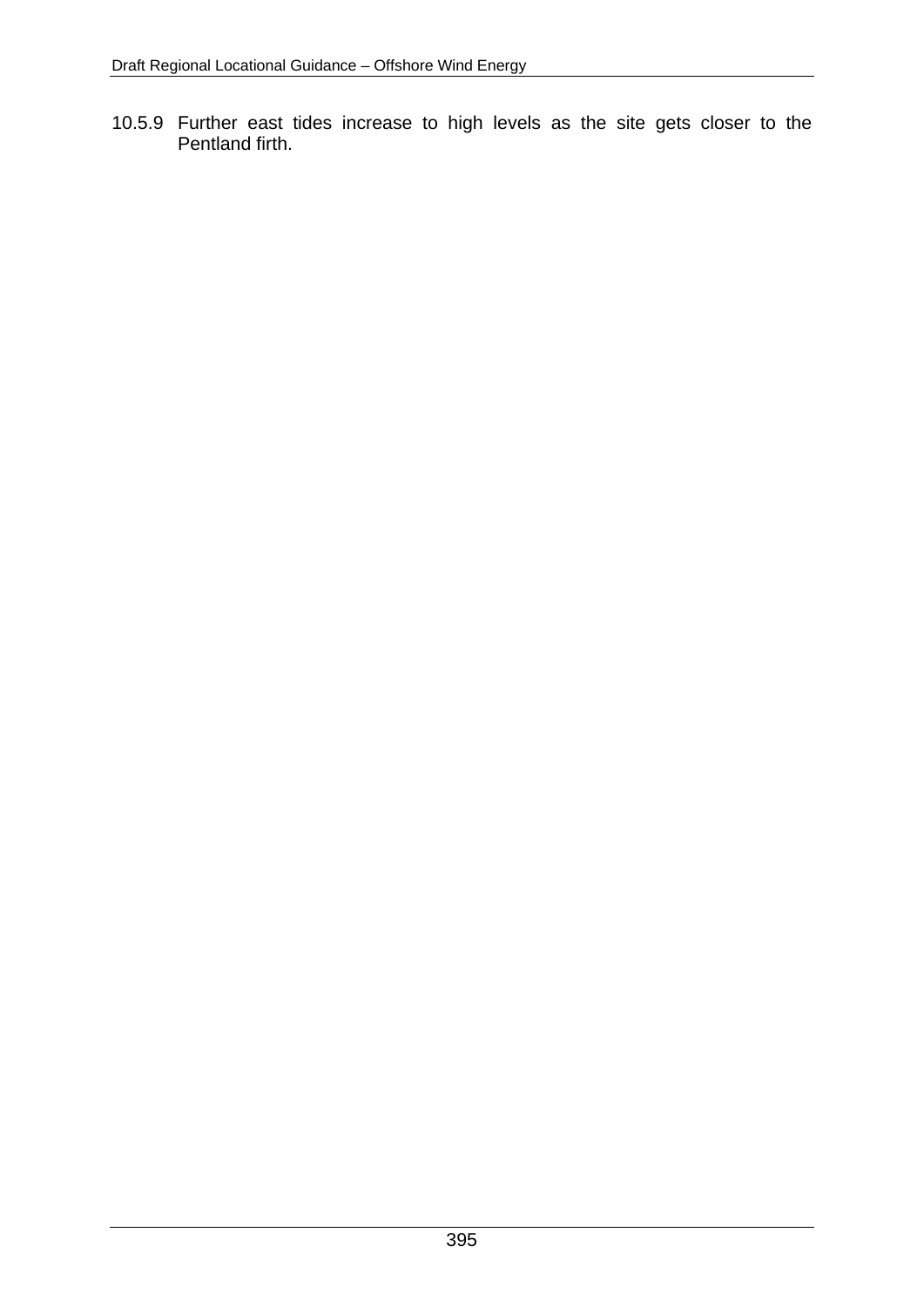10.5.9 Further east tides increase to high levels as the site gets closer to the Pentland firth.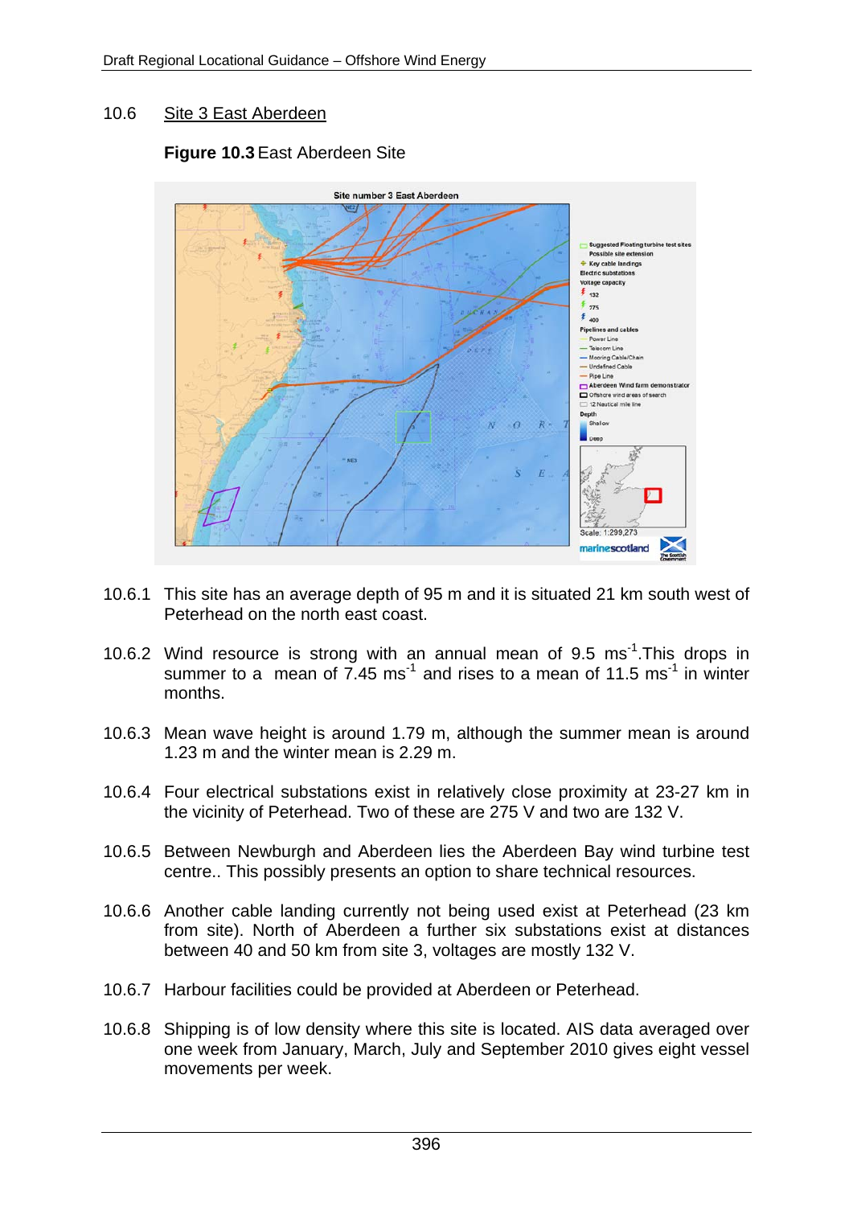## 10.6 Site 3 East Aberdeen

**Figure 10.3** East Aberdeen Site

10.6.1 This site has an average depth of 95 m and it is situated 21 km south west of Peterhead on the north east coast.

10.6.2 Wind resource is strong with an annual mean of 9.5 $ms^{-1}$.This drops in summer to a mean of 7.45 $ms^{-1}$ and rises to a mean of 11.5 $ms^{-1}$ in winter months.

10.6.3 Mean wave height is around 1.79 m, although the summer mean is around 1.23 m and the winter mean is 2.29 m.

10.6.4 Four electrical substations exist in relatively close proximity at 23-27 km in the vicinity of Peterhead. Two of these are 275 V and two are 132 V.

10.6.5 Between Newburgh and Aberdeen lies the Aberdeen Bay wind turbine test centre.. This possibly presents an option to share technical resources.

10.6.6 Another cable landing currently not being used exist at Peterhead (23 km from site). North of Aberdeen a further six substations exist at distances between 40 and 50 km from site 3, voltages are mostly 132 V.

10.6.7 Harbour facilities could be provided at Aberdeen or Peterhead.

10.6.8 Shipping is of low density where this site is located. AIS data averaged over one week from January, March, July and September 2010 gives eight vessel movements per week.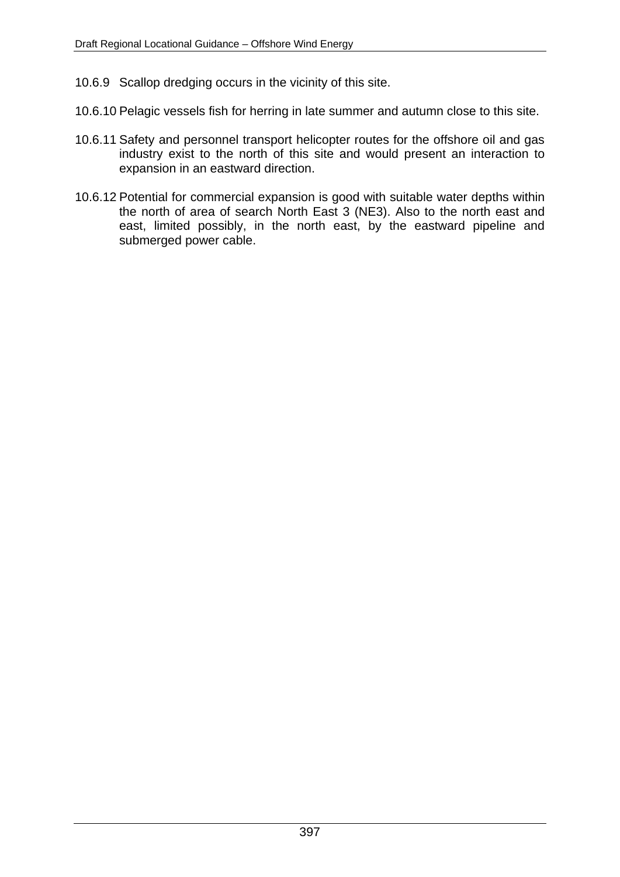10.6.9 Scallop dredging occurs in the vicinity of this site.

10.6.10 Pelagic vessels fish for herring in late summer and autumn close to this site.

10.6.11 Safety and personnel transport helicopter routes for the offshore oil and gas industry exist to the north of this site and would present an interaction to expansion in an eastward direction.

10.6.12 Potential for commercial expansion is good with suitable water depths within the north of area of search North East 3 (NE3). Also to the north east and east, limited possibly, in the north east, by the eastward pipeline and submerged power cable.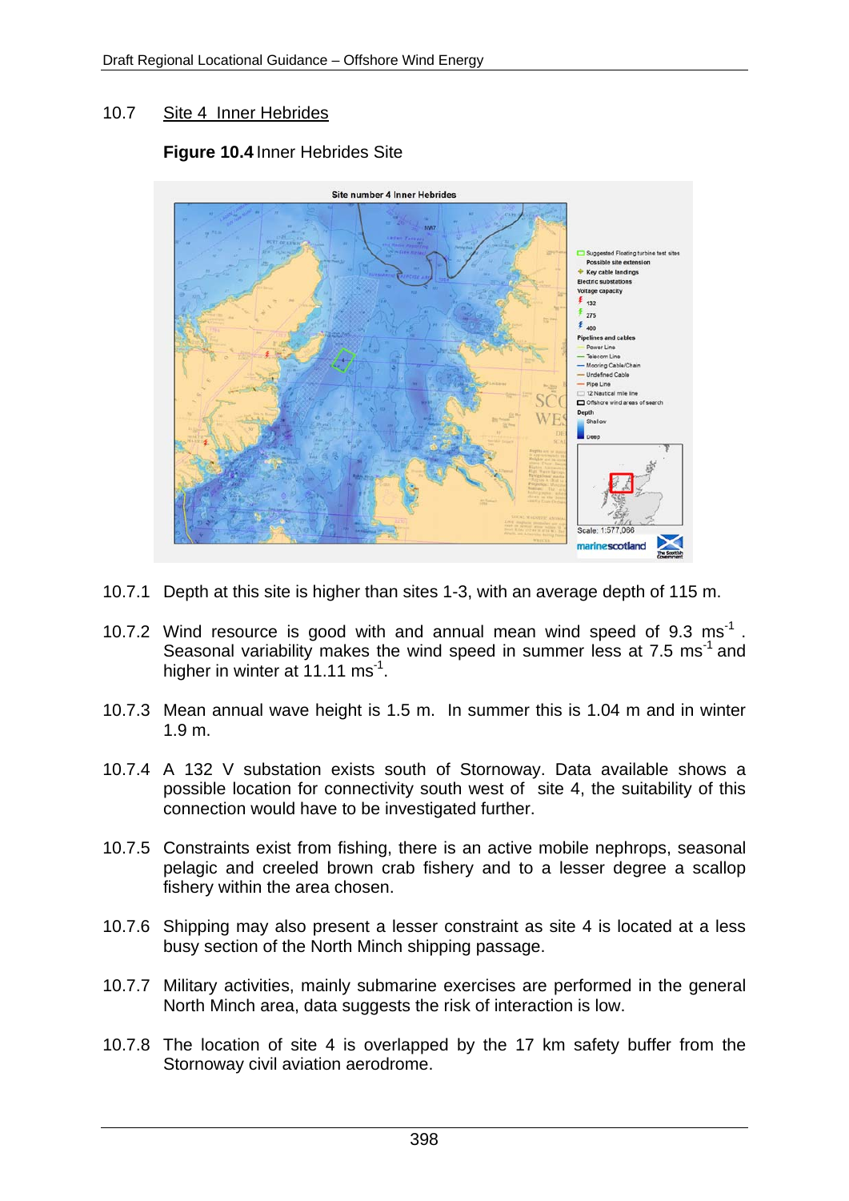## 10.7 Site 4 Inner Hebrides

**Figure 10.4** Inner Hebrides Site

10.7.1 Depth at this site is higher than sites 1-3, with an average depth of 115 m.

10.7.2 Wind resource is good with and annual mean wind speed of 9.3 $ms^{-1}$ . Seasonal variability makes the wind speed in summer less at 7.5 $ms^{-1}$ and higher in winter at 11.11 $ms^{-1}$.

10.7.3 Mean annual wave height is 1.5 m. In summer this is 1.04 m and in winter 1.9 m.

10.7.4 A 132 V substation exists south of Stornoway. Data available shows a possible location for connectivity south west of site 4, the suitability of this connection would have to be investigated further.

10.7.5 Constraints exist from fishing, there is an active mobile nephrops, seasonal pelagic and creeled brown crab fishery and to a lesser degree a scallop fishery within the area chosen.

10.7.6 Shipping may also present a lesser constraint as site 4 is located at a less busy section of the North Minch shipping passage.

10.7.7 Military activities, mainly submarine exercises are performed in the general North Minch area, data suggests the risk of interaction is low.

10.7.8 The location of site 4 is overlapped by the 17 km safety buffer from the Stornoway civil aviation aerodrome.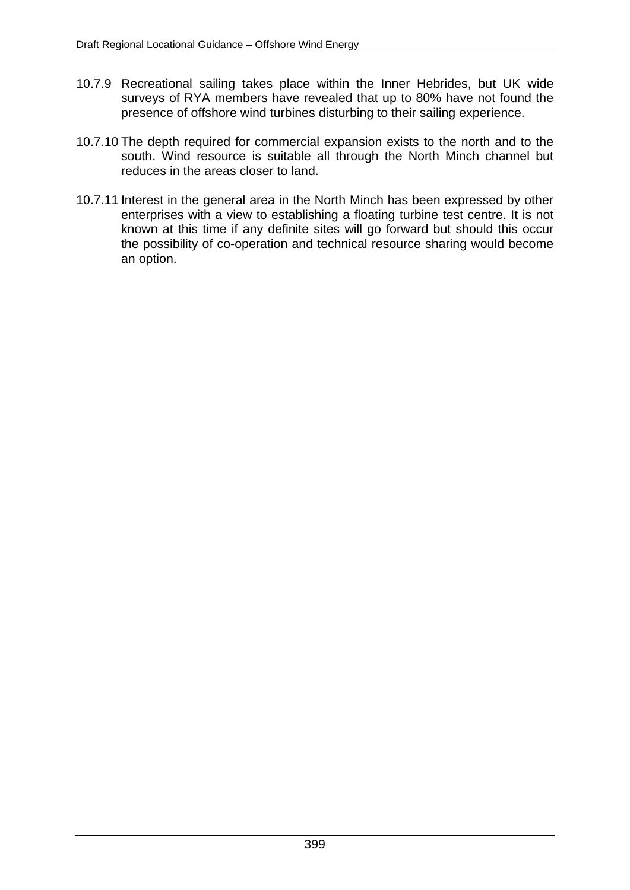10.7.9 Recreational sailing takes place within the Inner Hebrides, but UK wide surveys of RYA members have revealed that up to 80% have not found the presence of offshore wind turbines disturbing to their sailing experience.

10.7.10 The depth required for commercial expansion exists to the north and to the south. Wind resource is suitable all through the North Minch channel but reduces in the areas closer to land.

10.7.11 Interest in the general area in the North Minch has been expressed by other enterprises with a view to establishing a floating turbine test centre. It is not known at this time if any definite sites will go forward but should this occur the possibility of co-operation and technical resource sharing would become an option.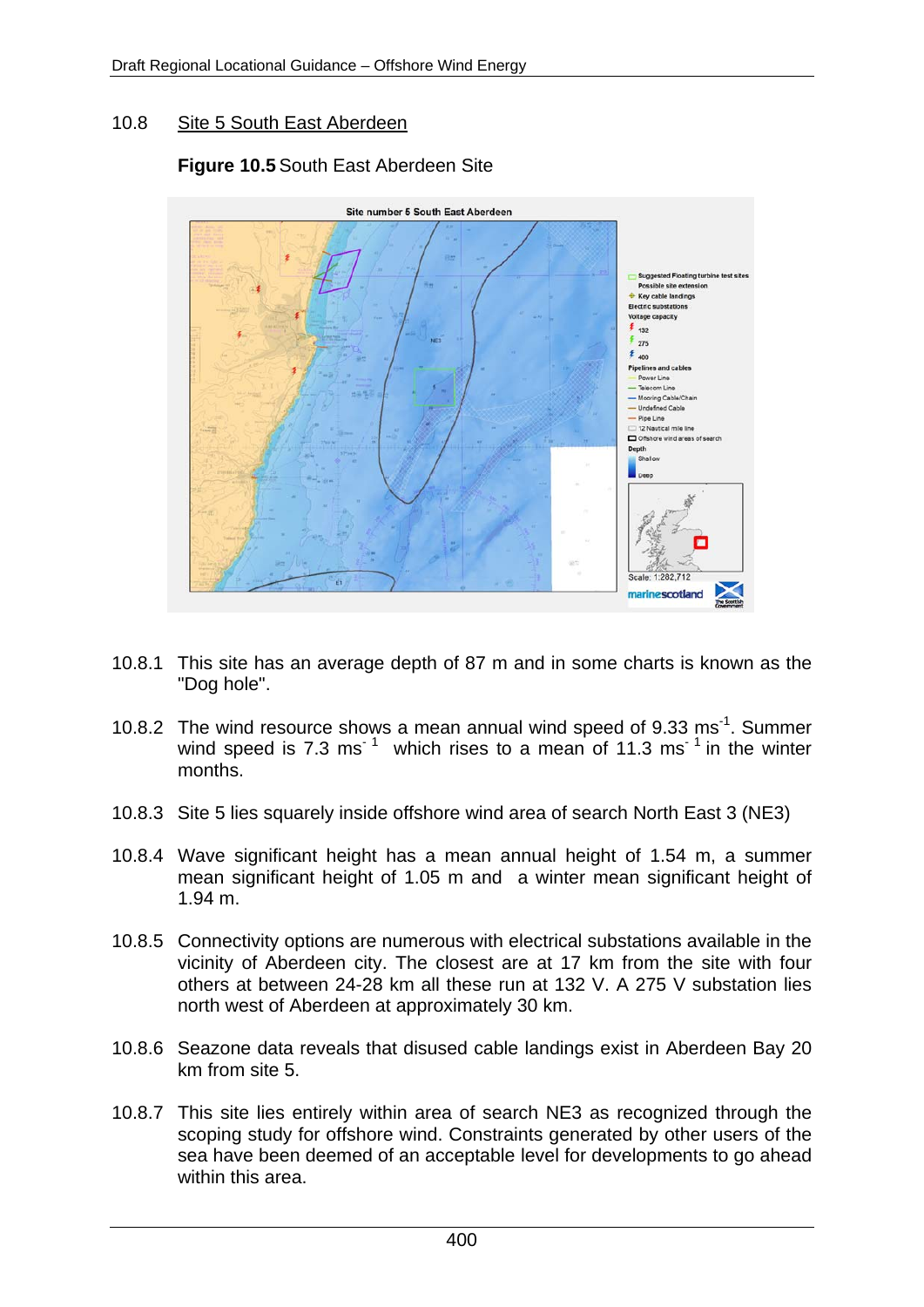## 10.8 Site 5 South East Aberdeen

**Figure 10.5** South East Aberdeen Site

10.8.1 This site has an average depth of 87 m and in some charts is known as the "Dog hole".

10.8.2 The wind resource shows a mean annual wind speed of 9.33 $ms^{-1}$. Summer wind speed is 7.3 $ms^{-1}$ which rises to a mean of 11.3 $ms^{-1}$ in the winter months.

10.8.3 Site 5 lies squarely inside offshore wind area of search North East 3 (NE3)

10.8.4 Wave significant height has a mean annual height of 1.54 m, a summer mean significant height of 1.05 m and a winter mean significant height of 1.94 m.

10.8.5 Connectivity options are numerous with electrical substations available in the vicinity of Aberdeen city. The closest are at 17 km from the site with four others at between 24-28 km all these run at 132 V. A 275 V substation lies north west of Aberdeen at approximately 30 km.

10.8.6 Seazone data reveals that disused cable landings exist in Aberdeen Bay 20 km from site 5.

10.8.7 This site lies entirely within area of search NE3 as recognized through the scoping study for offshore wind. Constraints generated by other users of the sea have been deemed of an acceptable level for developments to go ahead within this area.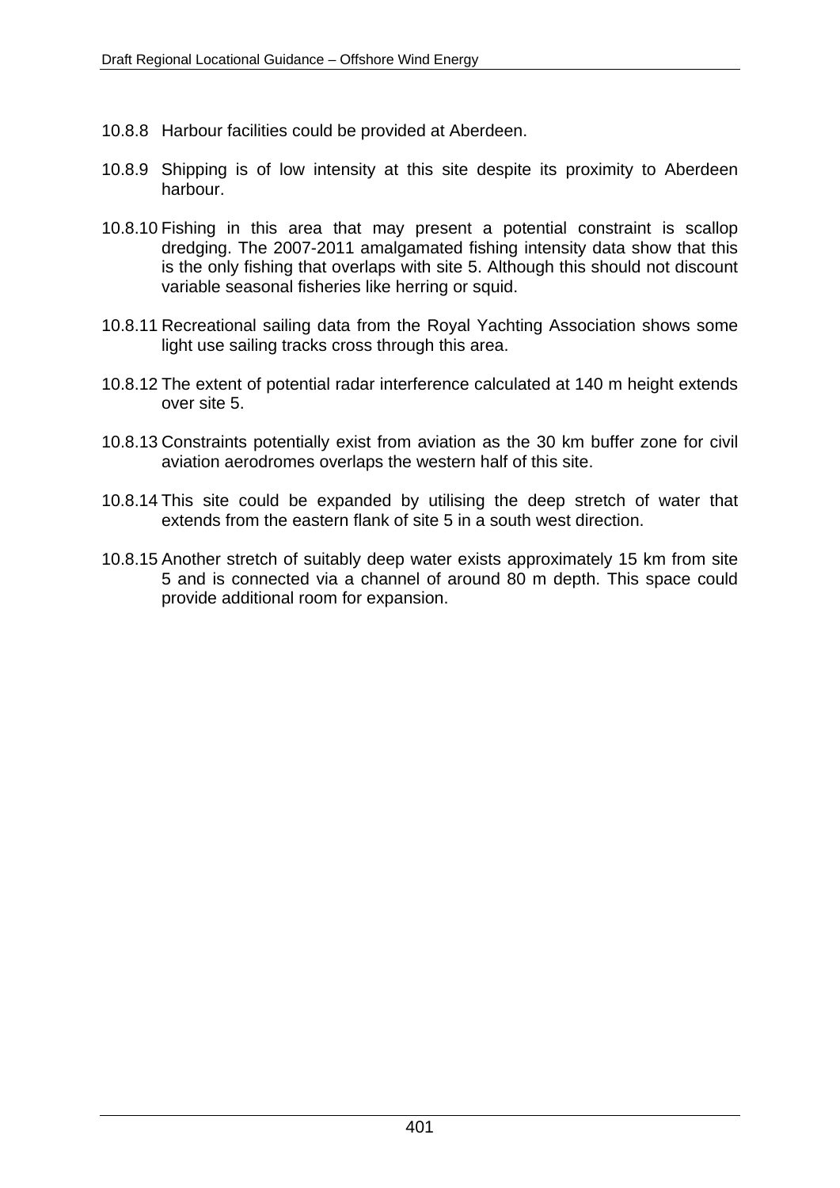10.8.8 Harbour facilities could be provided at Aberdeen.

10.8.9 Shipping is of low intensity at this site despite its proximity to Aberdeen harbour.

10.8.10 Fishing in this area that may present a potential constraint is scallop dredging. The 2007-2011 amalgamated fishing intensity data show that this is the only fishing that overlaps with site 5. Although this should not discount variable seasonal fisheries like herring or squid.

10.8.11 Recreational sailing data from the Royal Yachting Association shows some light use sailing tracks cross through this area.

10.8.12 The extent of potential radar interference calculated at 140 m height extends over site 5.

10.8.13 Constraints potentially exist from aviation as the 30 km buffer zone for civil aviation aerodromes overlaps the western half of this site.

10.8.14 This site could be expanded by utilising the deep stretch of water that extends from the eastern flank of site 5 in a south west direction.

10.8.15 Another stretch of suitably deep water exists approximately 15 km from site 5 and is connected via a channel of around 80 m depth. This space could provide additional room for expansion.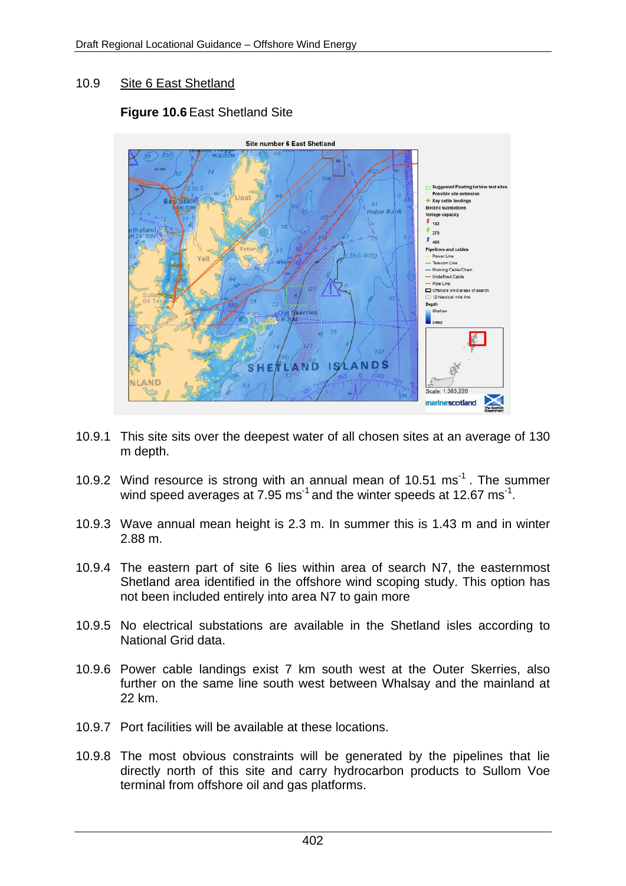## 10.9 Site 6 East Shetland

**Figure 10.6** East Shetland Site

10.9.1 This site sits over the deepest water of all chosen sites at an average of 130 m depth.

10.9.2 Wind resource is strong with an annual mean of 10.51 $ms^{-1}$. The summer wind speed averages at 7.95 $ms^{-1}$ and the winter speeds at 12.67 $ms^{-1}$.

10.9.3 Wave annual mean height is 2.3 m. In summer this is 1.43 m and in winter 2.88 m.

10.9.4 The eastern part of site 6 lies within area of search N7, the easternmost Shetland area identified in the offshore wind scoping study. This option has not been included entirely into area N7 to gain more

10.9.5 No electrical substations are available in the Shetland isles according to National Grid data.

10.9.6 Power cable landings exist 7 km south west at the Outer Skerries, also further on the same line south west between Whalsay and the mainland at 22 km.

10.9.7 Port facilities will be available at these locations.

10.9.8 The most obvious constraints will be generated by the pipelines that lie directly north of this site and carry hydrocarbon products to Sullom Voe terminal from offshore oil and gas platforms.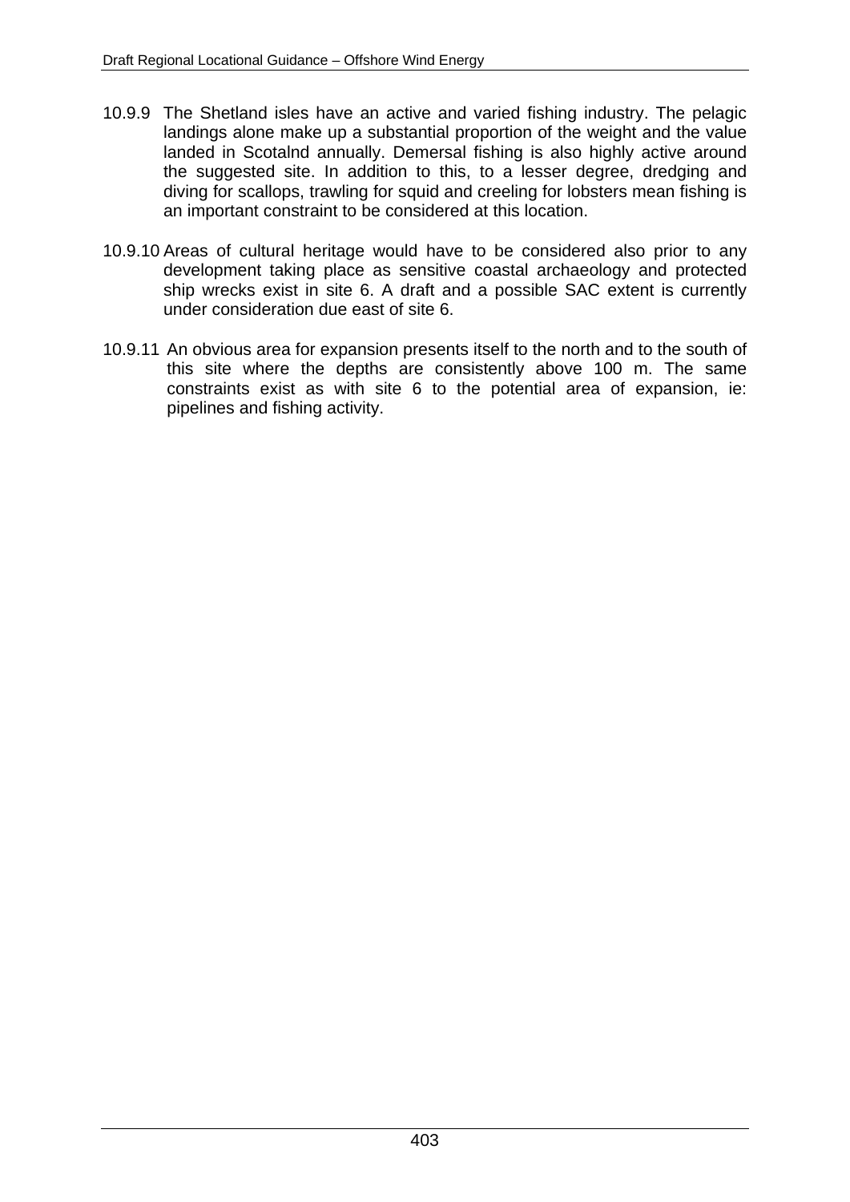10.9.9 The Shetland isles have an active and varied fishing industry. The pelagic landings alone make up a substantial proportion of the weight and the value landed in Scotalnd annually. Demersal fishing is also highly active around the suggested site. In addition to this, to a lesser degree, dredging and diving for scallops, trawling for squid and creeling for lobsters mean fishing is an important constraint to be considered at this location.

10.9.10 Areas of cultural heritage would have to be considered also prior to any development taking place as sensitive coastal archaeology and protected ship wrecks exist in site 6. A draft and a possible SAC extent is currently under consideration due east of site 6.

10.9.11 An obvious area for expansion presents itself to the north and to the south of this site where the depths are consistently above 100 m. The same constraints exist as with site 6 to the potential area of expansion, ie: pipelines and fishing activity.